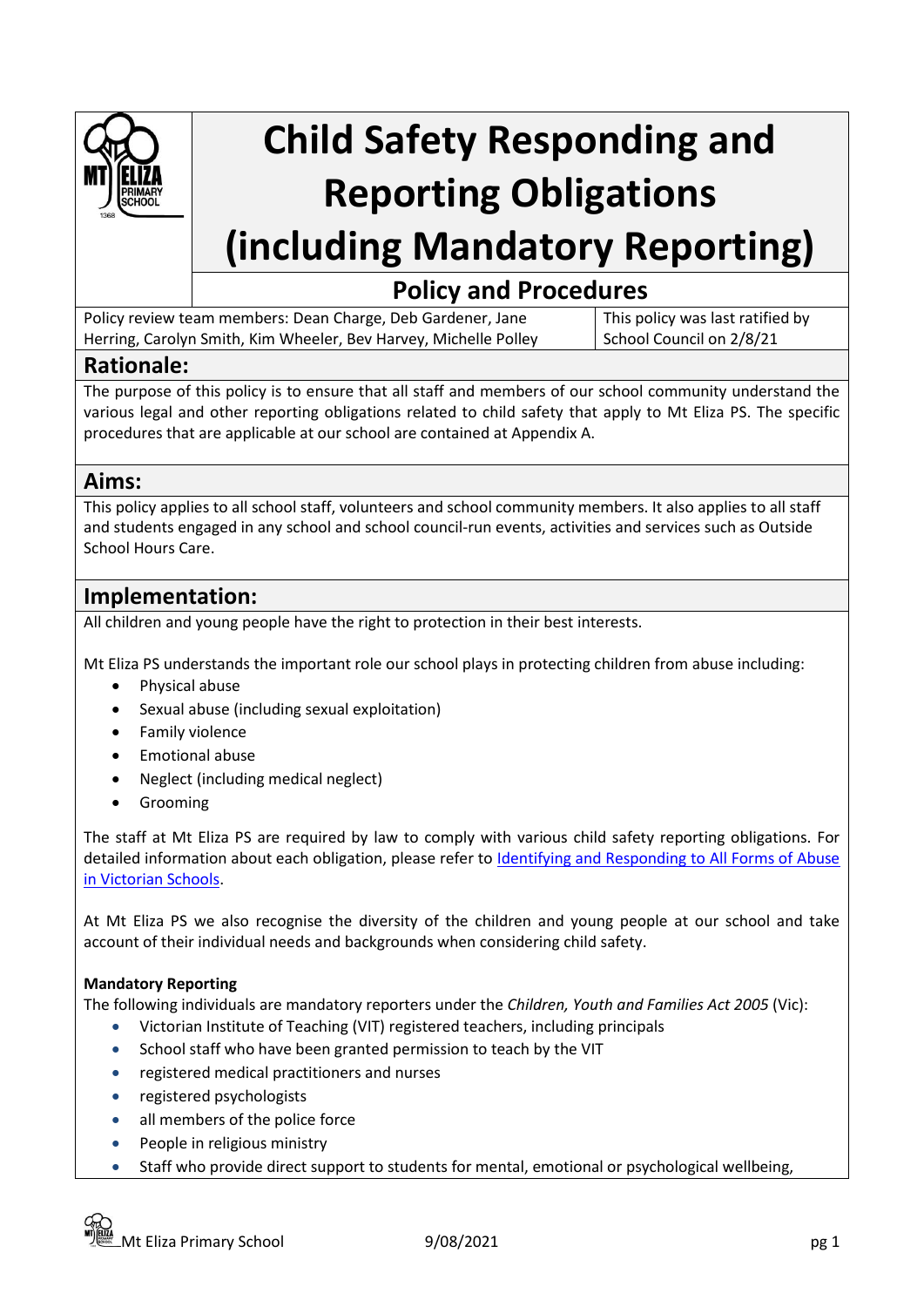# Child Safety Responding and Reporting Obligations (including Mandatory Reporting)

## Policy and Procedures

| Policy review team members: Dean Charge, Deb Gardener, Jane Herring, Carolyn Smith, Kim Wheeler, Bev Harvey, Michelle Polley | This policy was last ratified by School Council on 2/8/21 |
| --- | --- |

## Rationale:

The purpose of this policy is to ensure that all staff and members of our school community understand the various legal and other reporting obligations related to child safety that apply to Mt Eliza PS. The specific procedures that are applicable at our school are contained at Appendix A.

## Aims:

This policy applies to all school staff, volunteers and school community members. It also applies to all staff and students engaged in any school and school council-run events, activities and services such as Outside School Hours Care.

## Implementation:

All children and young people have the right to protection in their best interests.

Mt Eliza PS understands the important role our school plays in protecting children from abuse including:

- Physical abuse
- Sexual abuse (including sexual exploitation)
- Family violence
- Emotional abuse
- Neglect (including medical neglect)
- Grooming

The staff at Mt Eliza PS are required by law to comply with various child safety reporting obligations. For detailed information about each obligation, please refer to Identifying and Responding to All Forms of Abuse in Victorian Schools.

At Mt Eliza PS we also recognise the diversity of the children and young people at our school and take account of their individual needs and backgrounds when considering child safety.

**Mandatory Reporting**

The following individuals are mandatory reporters under the *Children, Youth and Families Act 2005* (Vic):

- Victorian Institute of Teaching (VIT) registered teachers, including principals
- School staff who have been granted permission to teach by the VIT
- registered medical practitioners and nurses
- registered psychologists
- all members of the police force
- People in religious ministry
- Staff who provide direct support to students for mental, emotional or psychological wellbeing,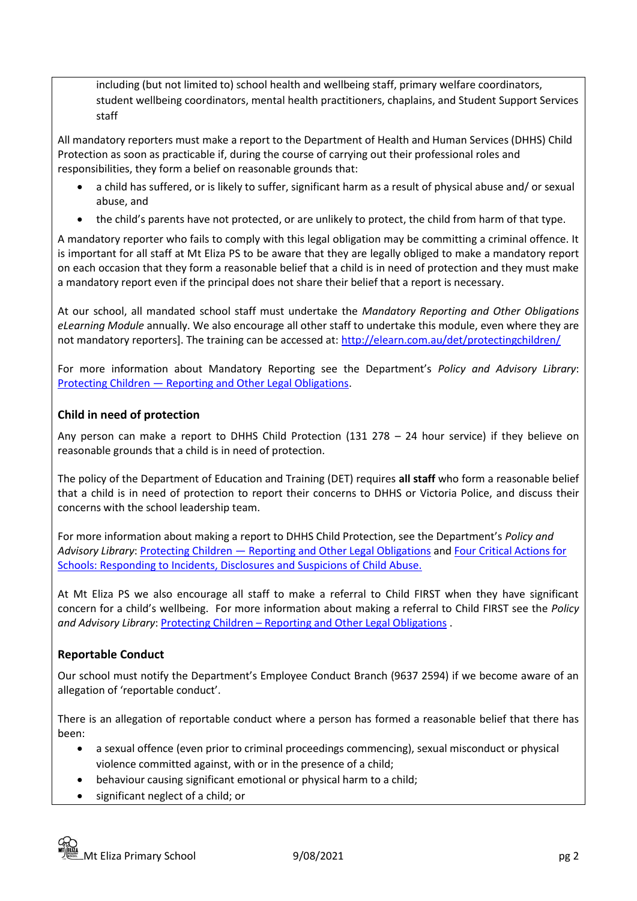including (but not limited to) school health and wellbeing staff, primary welfare coordinators, student wellbeing coordinators, mental health practitioners, chaplains, and Student Support Services staff

All mandatory reporters must make a report to the Department of Health and Human Services (DHHS) Child Protection as soon as practicable if, during the course of carrying out their professional roles and responsibilities, they form a belief on reasonable grounds that:

- a child has suffered, or is likely to suffer, significant harm as a result of physical abuse and/ or sexual abuse, and
- the child's parents have not protected, or are unlikely to protect, the child from harm of that type.

A mandatory reporter who fails to comply with this legal obligation may be committing a criminal offence. It is important for all staff at Mt Eliza PS to be aware that they are legally obliged to make a mandatory report on each occasion that they form a reasonable belief that a child is in need of protection and they must make a mandatory report even if the principal does not share their belief that a report is necessary.

At our school, all mandated school staff must undertake the *Mandatory Reporting and Other Obligations eLearning Module* annually. We also encourage all other staff to undertake this module, even where they are not mandatory reporters]. The training can be accessed at: [http://elearn.com.au/det/protectingchildren/](http://elearn.com.au/det/protectingchildren/)

For more information about Mandatory Reporting see the Department's *Policy and Advisory Library*: [Protecting Children — Reporting and Other Legal Obligations](#).

### Child in need of protection

Any person can make a report to DHHS Child Protection (131 278 – 24 hour service) if they believe on reasonable grounds that a child is in need of protection.

The policy of the Department of Education and Training (DET) requires **all staff** who form a reasonable belief that a child is in need of protection to report their concerns to DHHS or Victoria Police, and discuss their concerns with the school leadership team.

For more information about making a report to DHHS Child Protection, see the Department's *Policy and Advisory Library*: [Protecting Children — Reporting and Other Legal Obligations](#) and [Four Critical Actions for Schools: Responding to Incidents, Disclosures and Suspicions of Child Abuse.](#)

At Mt Eliza PS we also encourage all staff to make a referral to Child FIRST when they have significant concern for a child's wellbeing. For more information about making a referral to Child FIRST see the *Policy and Advisory Library*: [Protecting Children – Reporting and Other Legal Obligations](#) .

### Reportable Conduct

Our school must notify the Department's Employee Conduct Branch (9637 2594) if we become aware of an allegation of 'reportable conduct'.

There is an allegation of reportable conduct where a person has formed a reasonable belief that there has been:

- a sexual offence (even prior to criminal proceedings commencing), sexual misconduct or physical violence committed against, with or in the presence of a child;
- behaviour causing significant emotional or physical harm to a child;
- significant neglect of a child; or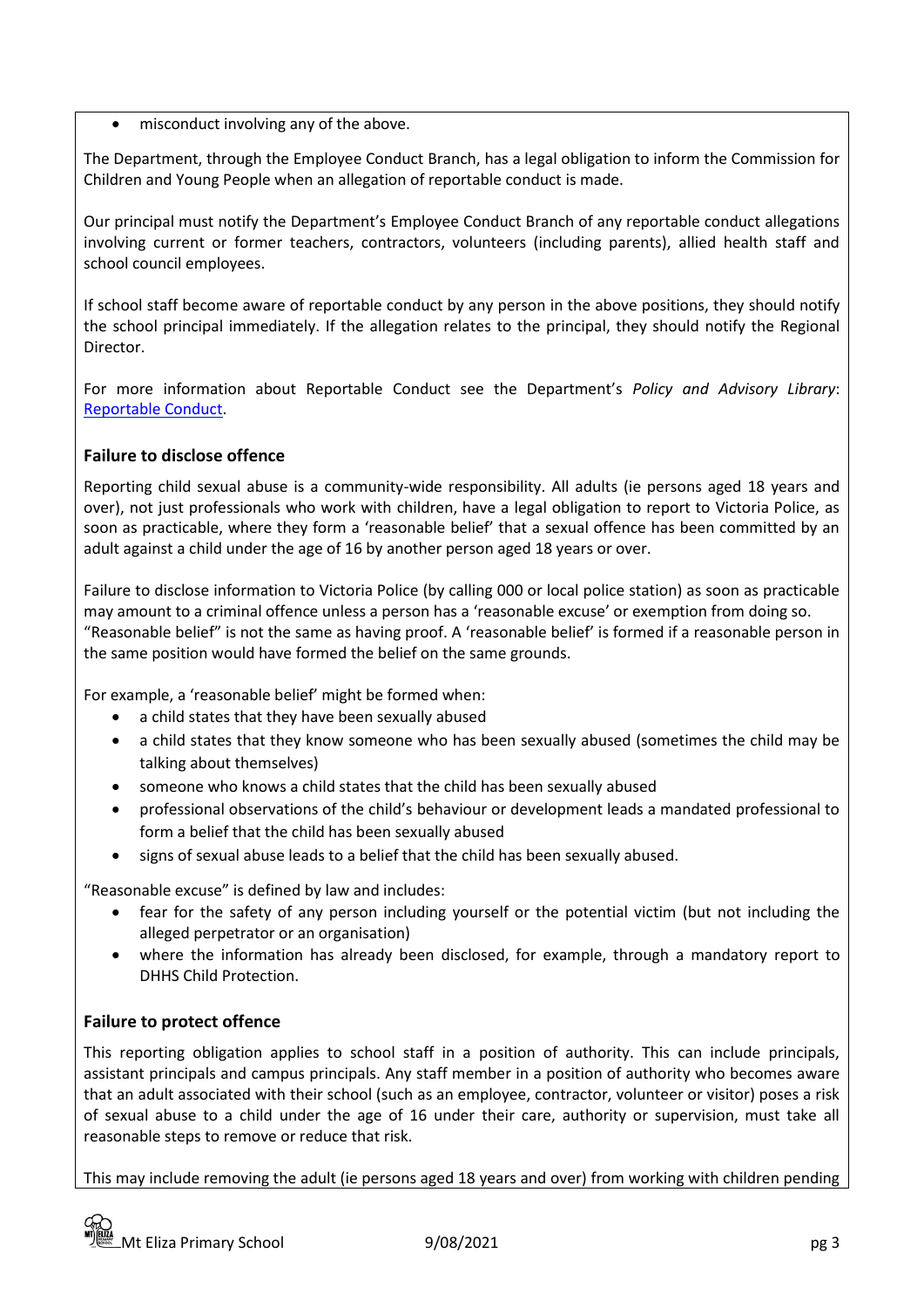- misconduct involving any of the above.

The Department, through the Employee Conduct Branch, has a legal obligation to inform the Commission for Children and Young People when an allegation of reportable conduct is made.

Our principal must notify the Department's Employee Conduct Branch of any reportable conduct allegations involving current or former teachers, contractors, volunteers (including parents), allied health staff and school council employees.

If school staff become aware of reportable conduct by any person in the above positions, they should notify the school principal immediately. If the allegation relates to the principal, they should notify the Regional Director.

For more information about Reportable Conduct see the Department's *Policy and Advisory Library*: [Reportable Conduct](Reportable Conduct).

### Failure to disclose offence

Reporting child sexual abuse is a community-wide responsibility. All adults (ie persons aged 18 years and over), not just professionals who work with children, have a legal obligation to report to Victoria Police, as soon as practicable, where they form a 'reasonable belief' that a sexual offence has been committed by an adult against a child under the age of 16 by another person aged 18 years or over.

Failure to disclose information to Victoria Police (by calling 000 or local police station) as soon as practicable may amount to a criminal offence unless a person has a 'reasonable excuse' or exemption from doing so. "Reasonable belief" is not the same as having proof. A 'reasonable belief' is formed if a reasonable person in the same position would have formed the belief on the same grounds.

For example, a 'reasonable belief' might be formed when:

- a child states that they have been sexually abused
- a child states that they know someone who has been sexually abused (sometimes the child may be talking about themselves)
- someone who knows a child states that the child has been sexually abused
- professional observations of the child's behaviour or development leads a mandated professional to form a belief that the child has been sexually abused
- signs of sexual abuse leads to a belief that the child has been sexually abused.

"Reasonable excuse" is defined by law and includes:

- fear for the safety of any person including yourself or the potential victim (but not including the alleged perpetrator or an organisation)
- where the information has already been disclosed, for example, through a mandatory report to DHHS Child Protection.

### Failure to protect offence

This reporting obligation applies to school staff in a position of authority. This can include principals, assistant principals and campus principals. Any staff member in a position of authority who becomes aware that an adult associated with their school (such as an employee, contractor, volunteer or visitor) poses a risk of sexual abuse to a child under the age of 16 under their care, authority or supervision, must take all reasonable steps to remove or reduce that risk.

This may include removing the adult (ie persons aged 18 years and over) from working with children pending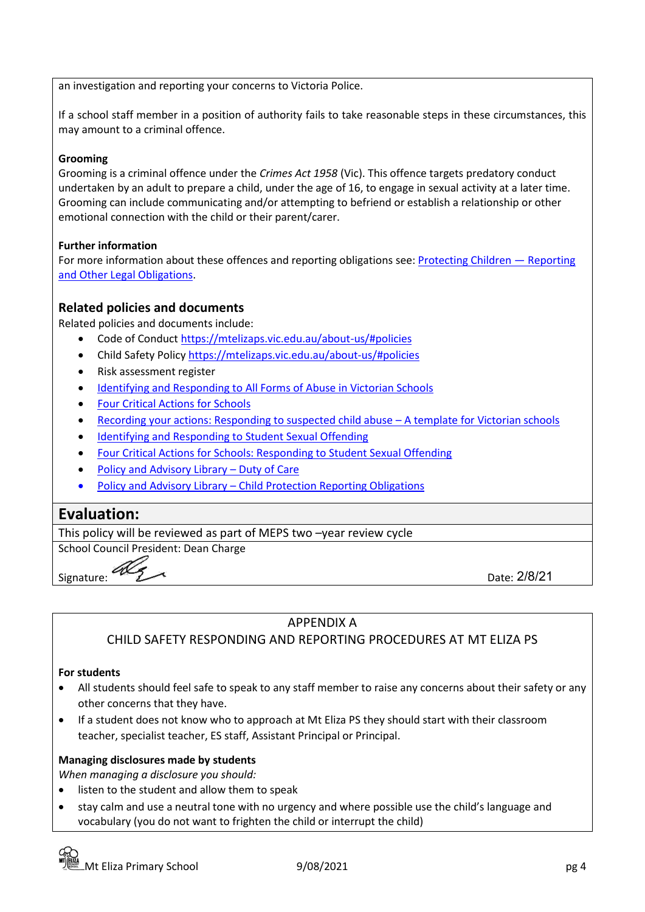an investigation and reporting your concerns to Victoria Police.

If a school staff member in a position of authority fails to take reasonable steps in these circumstances, this may amount to a criminal offence.

**Grooming**

Grooming is a criminal offence under the *Crimes Act 1958* (Vic). This offence targets predatory conduct undertaken by an adult to prepare a child, under the age of 16, to engage in sexual activity at a later time. Grooming can include communicating and/or attempting to befriend or establish a relationship or other emotional connection with the child or their parent/carer.

**Further information**

For more information about these offences and reporting obligations see: Protecting Children — Reporting and Other Legal Obligations.

## Related policies and documents

Related policies and documents include:

- Code of Conduct https://mtelizaps.vic.edu.au/about-us/#policies
- Child Safety Policy https://mtelizaps.vic.edu.au/about-us/#policies
- Risk assessment register
- Identifying and Responding to All Forms of Abuse in Victorian Schools
- Four Critical Actions for Schools
- Recording your actions: Responding to suspected child abuse – A template for Victorian schools
- Identifying and Responding to Student Sexual Offending
- Four Critical Actions for Schools: Responding to Student Sexual Offending
- Policy and Advisory Library – Duty of Care
- Policy and Advisory Library – Child Protection Reporting Obligations

## Evaluation:

This policy will be reviewed as part of MEPS two –year review cycle

School Council President: Dean Charge

Signature: Date: 2/8/21

APPENDIX A

CHILD SAFETY RESPONDING AND REPORTING PROCEDURES AT MT ELIZA PS

**For students**

- All students should feel safe to speak to any staff member to raise any concerns about their safety or any other concerns that they have.
- If a student does not know who to approach at Mt Eliza PS they should start with their classroom teacher, specialist teacher, ES staff, Assistant Principal or Principal.

**Managing disclosures made by students**

*When managing a disclosure you should:*

- listen to the student and allow them to speak
- stay calm and use a neutral tone with no urgency and where possible use the child's language and vocabulary (you do not want to frighten the child or interrupt the child)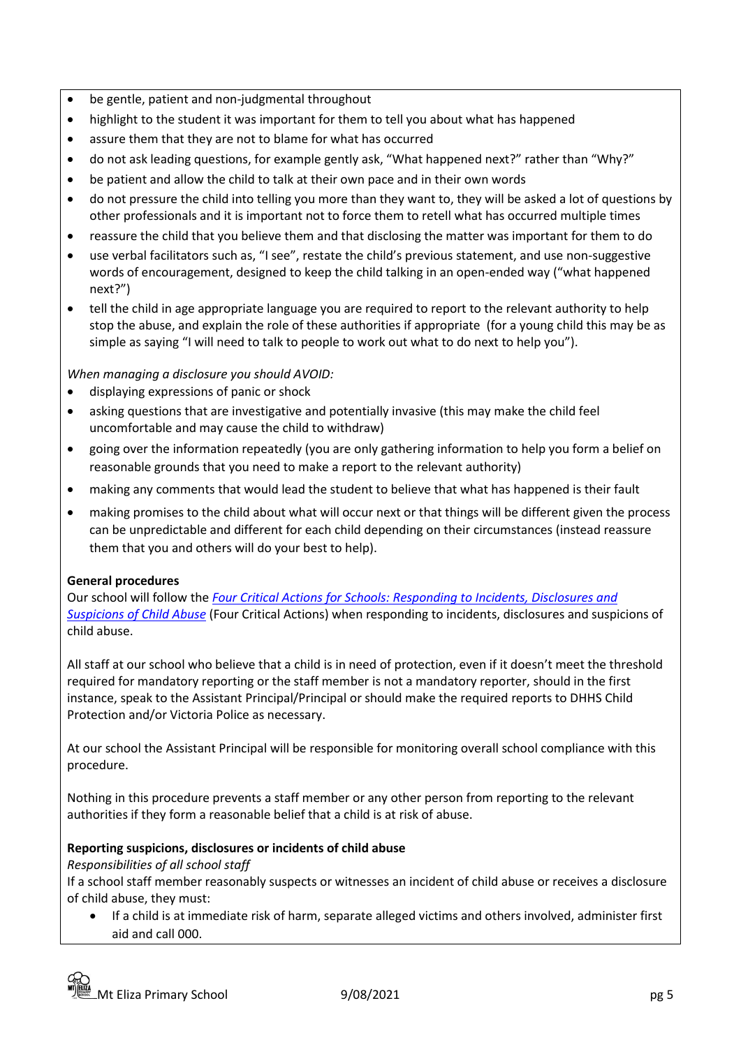- be gentle, patient and non-judgmental throughout
- highlight to the student it was important for them to tell you about what has happened
- assure them that they are not to blame for what has occurred
- do not ask leading questions, for example gently ask, "What happened next?" rather than "Why?"
- be patient and allow the child to talk at their own pace and in their own words
- do not pressure the child into telling you more than they want to, they will be asked a lot of questions by other professionals and it is important not to force them to retell what has occurred multiple times
- reassure the child that you believe them and that disclosing the matter was important for them to do
- use verbal facilitators such as, "I see", restate the child's previous statement, and use non-suggestive words of encouragement, designed to keep the child talking in an open-ended way ("what happened next?")
- tell the child in age appropriate language you are required to report to the relevant authority to help stop the abuse, and explain the role of these authorities if appropriate (for a young child this may be as simple as saying "I will need to talk to people to work out what to do next to help you").

*When managing a disclosure you should AVOID:*

- displaying expressions of panic or shock
- asking questions that are investigative and potentially invasive (this may make the child feel uncomfortable and may cause the child to withdraw)
- going over the information repeatedly (you are only gathering information to help you form a belief on reasonable grounds that you need to make a report to the relevant authority)
- making any comments that would lead the student to believe that what has happened is their fault
- making promises to the child about what will occur next or that things will be different given the process can be unpredictable and different for each child depending on their circumstances (instead reassure them that you and others will do your best to help).

**General procedures**

Our school will follow the *Four Critical Actions for Schools: Responding to Incidents, Disclosures and Suspicions of Child Abuse* (Four Critical Actions) when responding to incidents, disclosures and suspicions of child abuse.

All staff at our school who believe that a child is in need of protection, even if it doesn't meet the threshold required for mandatory reporting or the staff member is not a mandatory reporter, should in the first instance, speak to the Assistant Principal/Principal or should make the required reports to DHHS Child Protection and/or Victoria Police as necessary.

At our school the Assistant Principal will be responsible for monitoring overall school compliance with this procedure.

Nothing in this procedure prevents a staff member or any other person from reporting to the relevant authorities if they form a reasonable belief that a child is at risk of abuse.

**Reporting suspicions, disclosures or incidents of child abuse**

*Responsibilities of all school staff*

If a school staff member reasonably suspects or witnesses an incident of child abuse or receives a disclosure of child abuse, they must:

- If a child is at immediate risk of harm, separate alleged victims and others involved, administer first aid and call 000.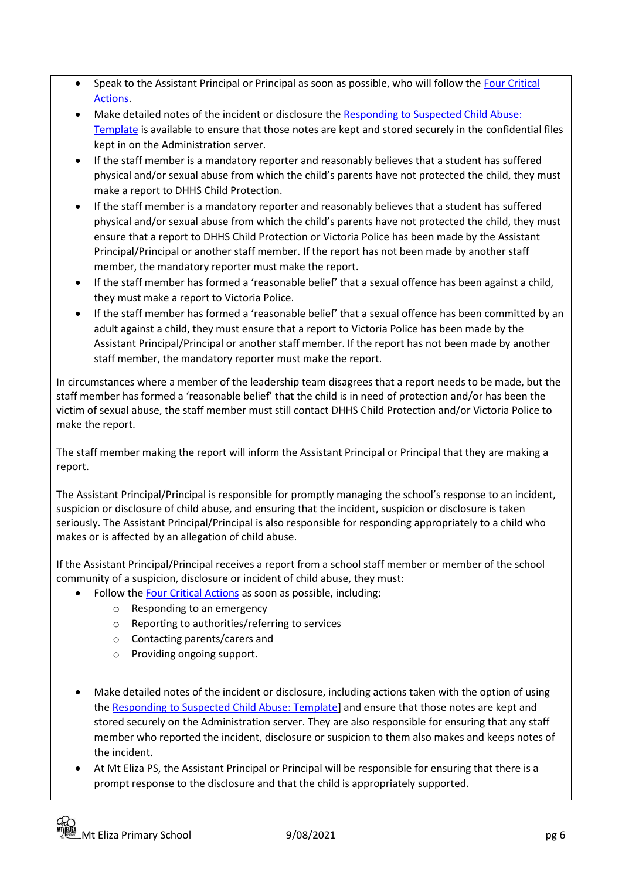- Speak to the Assistant Principal or Principal as soon as possible, who will follow the Four Critical Actions.
- Make detailed notes of the incident or disclosure the Responding to Suspected Child Abuse: Template is available to ensure that those notes are kept and stored securely in the confidential files kept in on the Administration server.
- If the staff member is a mandatory reporter and reasonably believes that a student has suffered physical and/or sexual abuse from which the child's parents have not protected the child, they must make a report to DHHS Child Protection.
- If the staff member is a mandatory reporter and reasonably believes that a student has suffered physical and/or sexual abuse from which the child's parents have not protected the child, they must ensure that a report to DHHS Child Protection or Victoria Police has been made by the Assistant Principal/Principal or another staff member. If the report has not been made by another staff member, the mandatory reporter must make the report.
- If the staff member has formed a 'reasonable belief' that a sexual offence has been against a child, they must make a report to Victoria Police.
- If the staff member has formed a 'reasonable belief' that a sexual offence has been committed by an adult against a child, they must ensure that a report to Victoria Police has been made by the Assistant Principal/Principal or another staff member. If the report has not been made by another staff member, the mandatory reporter must make the report.

In circumstances where a member of the leadership team disagrees that a report needs to be made, but the staff member has formed a 'reasonable belief' that the child is in need of protection and/or has been the victim of sexual abuse, the staff member must still contact DHHS Child Protection and/or Victoria Police to make the report.

The staff member making the report will inform the Assistant Principal or Principal that they are making a report.

The Assistant Principal/Principal is responsible for promptly managing the school's response to an incident, suspicion or disclosure of child abuse, and ensuring that the incident, suspicion or disclosure is taken seriously. The Assistant Principal/Principal is also responsible for responding appropriately to a child who makes or is affected by an allegation of child abuse.

If the Assistant Principal/Principal receives a report from a school staff member or member of the school community of a suspicion, disclosure or incident of child abuse, they must:

- Follow the Four Critical Actions as soon as possible, including:
    - Responding to an emergency
    - Reporting to authorities/referring to services
    - Contacting parents/carers and
    - Providing ongoing support.
- Make detailed notes of the incident or disclosure, including actions taken with the option of using the Responding to Suspected Child Abuse: Template] and ensure that those notes are kept and stored securely on the Administration server. They are also responsible for ensuring that any staff member who reported the incident, disclosure or suspicion to them also makes and keeps notes of the incident.
- At Mt Eliza PS, the Assistant Principal or Principal will be responsible for ensuring that there is a prompt response to the disclosure and that the child is appropriately supported.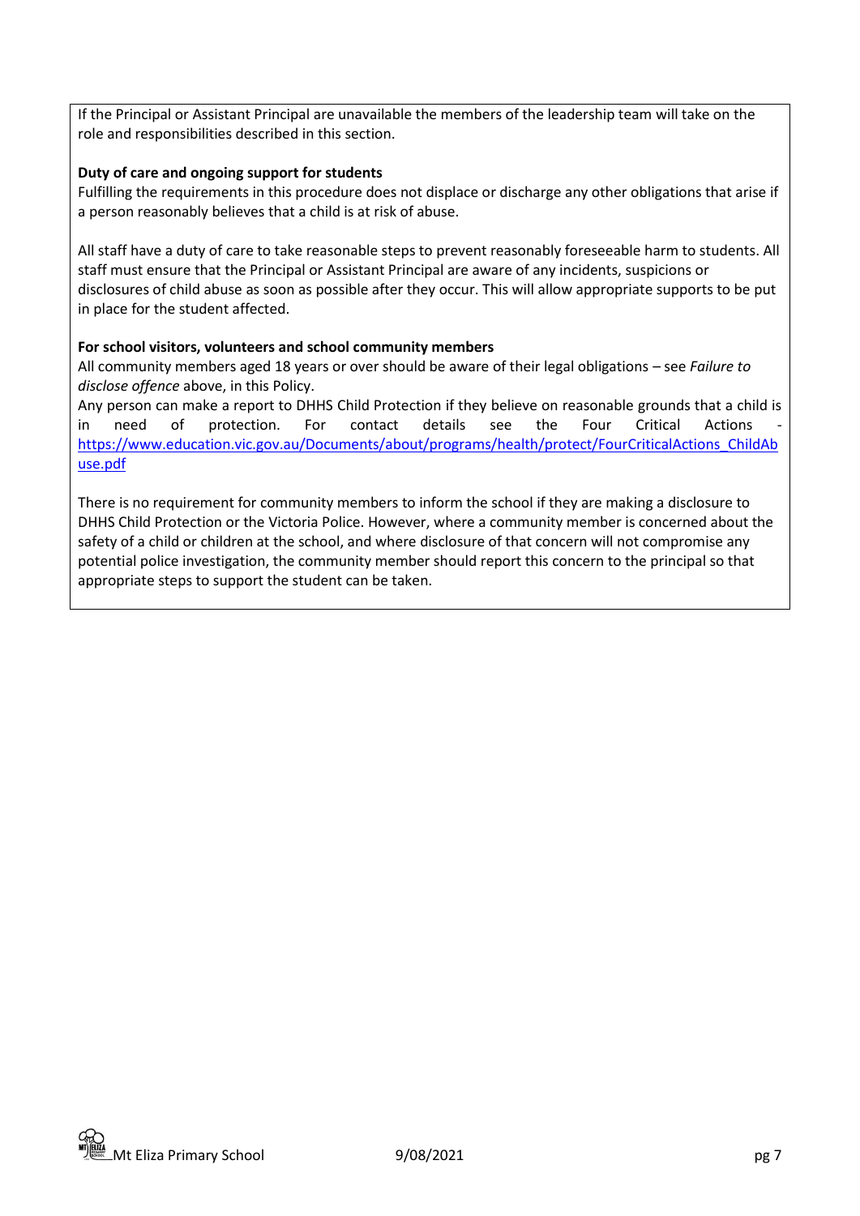If the Principal or Assistant Principal are unavailable the members of the leadership team will take on the role and responsibilities described in this section.

**Duty of care and ongoing support for students**

Fulfilling the requirements in this procedure does not displace or discharge any other obligations that arise if a person reasonably believes that a child is at risk of abuse.

All staff have a duty of care to take reasonable steps to prevent reasonably foreseeable harm to students. All staff must ensure that the Principal or Assistant Principal are aware of any incidents, suspicions or disclosures of child abuse as soon as possible after they occur. This will allow appropriate supports to be put in place for the student affected.

**For school visitors, volunteers and school community members**

All community members aged 18 years or over should be aware of their legal obligations – see *Failure to disclose offence* above, in this Policy.

Any person can make a report to DHHS Child Protection if they believe on reasonable grounds that a child is in need of protection. For contact details see the Four Critical Actions - [https://www.education.vic.gov.au/Documents/about/programs/health/protect/FourCriticalActions_ChildAbuse.pdf](https://www.education.vic.gov.au/Documents/about/programs/health/protect/FourCriticalActions_ChildAbuse.pdf)

There is no requirement for community members to inform the school if they are making a disclosure to DHHS Child Protection or the Victoria Police. However, where a community member is concerned about the safety of a child or children at the school, and where disclosure of that concern will not compromise any potential police investigation, the community member should report this concern to the principal so that appropriate steps to support the student can be taken.